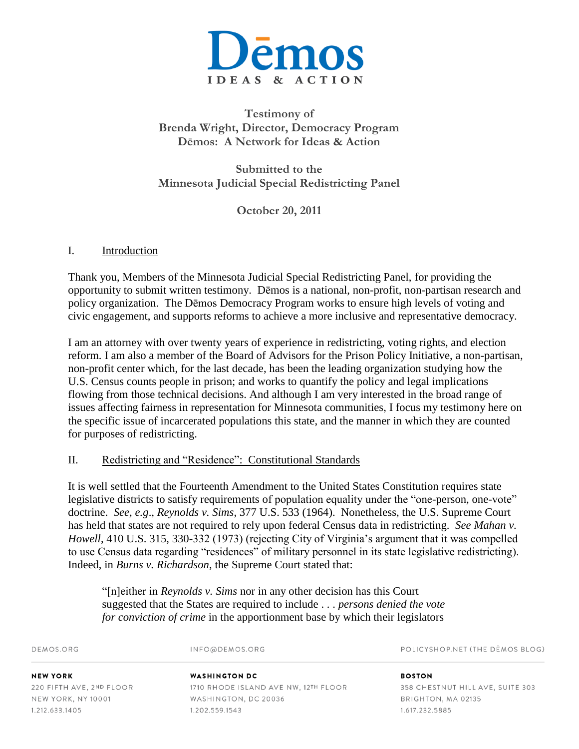# Dēmos
IDEAS & ACTION

**Testimony of**
**Brenda Wright, Director, Democracy Program**
**Dēmos: A Network for Ideas & Action**

**Submitted to the**
**Minnesota Judicial Special Redistricting Panel**

**October 20, 2011**

## I. Introduction

Thank you, Members of the Minnesota Judicial Special Redistricting Panel, for providing the opportunity to submit written testimony. Dēmos is a national, non-profit, non-partisan research and policy organization. The Dēmos Democracy Program works to ensure high levels of voting and civic engagement, and supports reforms to achieve a more inclusive and representative democracy.

I am an attorney with over twenty years of experience in redistricting, voting rights, and election reform. I am also a member of the Board of Advisors for the Prison Policy Initiative, a non-partisan, non-profit center which, for the last decade, has been the leading organization studying how the U.S. Census counts people in prison; and works to quantify the policy and legal implications flowing from those technical decisions. And although I am very interested in the broad range of issues affecting fairness in representation for Minnesota communities, I focus my testimony here on the specific issue of incarcerated populations this state, and the manner in which they are counted for purposes of redistricting.

## II. Redistricting and "Residence": Constitutional Standards

It is well settled that the Fourteenth Amendment to the United States Constitution requires state legislative districts to satisfy requirements of population equality under the "one-person, one-vote" doctrine. *See, e.g.*, *Reynolds v. Sims*, 377 U.S. 533 (1964). Nonetheless, the U.S. Supreme Court has held that states are not required to rely upon federal Census data in redistricting. *See Mahan v. Howell*, 410 U.S. 315, 330-332 (1973) (rejecting City of Virginia's argument that it was compelled to use Census data regarding "residences" of military personnel in its state legislative redistricting). Indeed, in *Burns v. Richardson*, the Supreme Court stated that:

> "[n]either in *Reynolds v. Sims* nor in any other decision has this Court suggested that the States are required to include . . . *persons denied the vote for conviction of crime* in the apportionment base by which their legislators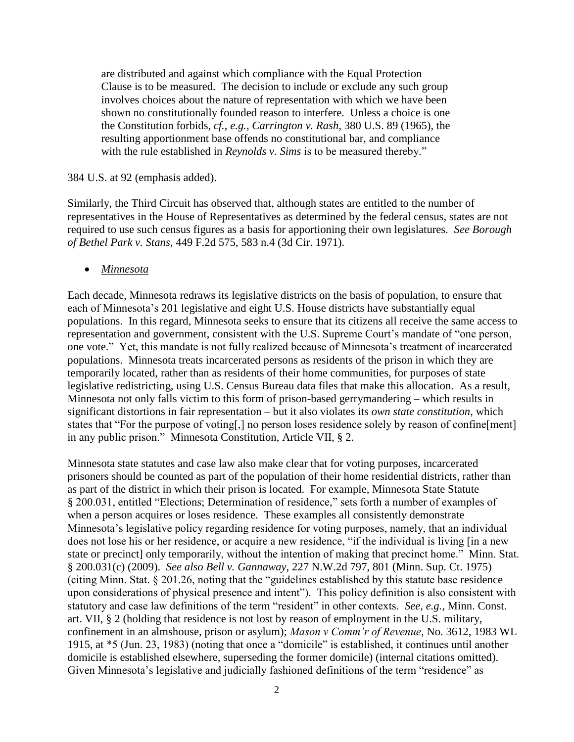> are distributed and against which compliance with the Equal Protection Clause is to be measured. The decision to include or exclude any such group involves choices about the nature of representation with which we have been shown no constitutionally founded reason to interfere. Unless a choice is one the Constitution forbids, *cf., e.g., Carrington v. Rash*, 380 U.S. 89 (1965), the resulting apportionment base offends no constitutional bar, and compliance with the rule established in *Reynolds v. Sims* is to be measured thereby."

384 U.S. at 92 (emphasis added).

Similarly, the Third Circuit has observed that, although states are entitled to the number of representatives in the House of Representatives as determined by the federal census, states are not required to use such census figures as a basis for apportioning their own legislatures. *See Borough of Bethel Park v. Stans*, 449 F.2d 575, 583 n.4 (3d Cir. 1971).

- ***Minnesota***

Each decade, Minnesota redraws its legislative districts on the basis of population, to ensure that each of Minnesota's 201 legislative and eight U.S. House districts have substantially equal populations. In this regard, Minnesota seeks to ensure that its citizens all receive the same access to representation and government, consistent with the U.S. Supreme Court's mandate of "one person, one vote." Yet, this mandate is not fully realized because of Minnesota's treatment of incarcerated populations. Minnesota treats incarcerated persons as residents of the prison in which they are temporarily located, rather than as residents of their home communities, for purposes of state legislative redistricting, using U.S. Census Bureau data files that make this allocation. As a result, Minnesota not only falls victim to this form of prison-based gerrymandering – which results in significant distortions in fair representation – but it also violates its *own state constitution*, which states that "For the purpose of voting[,] no person loses residence solely by reason of confine[ment] in any public prison." Minnesota Constitution, Article VII, § 2.

Minnesota state statutes and case law also make clear that for voting purposes, incarcerated prisoners should be counted as part of the population of their home residential districts, rather than as part of the district in which their prison is located. For example, Minnesota State Statute § 200.031, entitled "Elections; Determination of residence," sets forth a number of examples of when a person acquires or loses residence. These examples all consistently demonstrate Minnesota's legislative policy regarding residence for voting purposes, namely, that an individual does not lose his or her residence, or acquire a new residence, "if the individual is living [in a new state or precinct] only temporarily, without the intention of making that precinct home." Minn. Stat. § 200.031(c) (2009). *See also Bell v. Gannaway*, 227 N.W.2d 797, 801 (Minn. Sup. Ct. 1975) (citing Minn. Stat. § 201.26, noting that the "guidelines established by this statute base residence upon considerations of physical presence and intent"). This policy definition is also consistent with statutory and case law definitions of the term "resident" in other contexts. *See, e.g.,* Minn. Const. art. VII, § 2 (holding that residence is not lost by reason of employment in the U.S. military, confinement in an almshouse, prison or asylum); *Mason v Comm'r of Revenue*, No. 3612, 1983 WL 1915, at *5 (Jun. 23, 1983) (noting that once a "domicile" is established, it continues until another domicile is established elsewhere, superseding the former domicile) (internal citations omitted). Given Minnesota's legislative and judicially fashioned definitions of the term "residence" as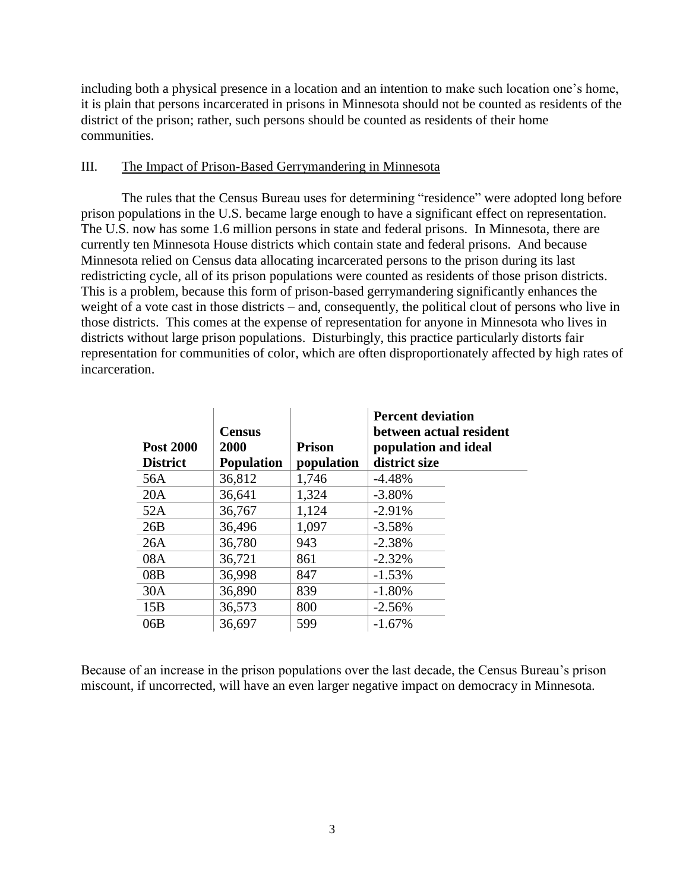including both a physical presence in a location and an intention to make such location one's home, it is plain that persons incarcerated in prisons in Minnesota should not be counted as residents of the district of the prison; rather, such persons should be counted as residents of their home communities.

## III. The Impact of Prison-Based Gerrymandering in Minnesota

The rules that the Census Bureau uses for determining "residence" were adopted long before prison populations in the U.S. became large enough to have a significant effect on representation. The U.S. now has some 1.6 million persons in state and federal prisons. In Minnesota, there are currently ten Minnesota House districts which contain state and federal prisons. And because Minnesota relied on Census data allocating incarcerated persons to the prison during its last redistricting cycle, all of its prison populations were counted as residents of those prison districts. This is a problem, because this form of prison-based gerrymandering significantly enhances the weight of a vote cast in those districts – and, consequently, the political clout of persons who live in those districts. This comes at the expense of representation for anyone in Minnesota who lives in districts without large prison populations. Disturbingly, this practice particularly distorts fair representation for communities of color, which are often disproportionately affected by high rates of incarceration.

| Post 2000 District | Census 2000 Population | Prison population | Percent deviation between actual resident population and ideal district size |
|---|---|---|---|
| 56A | 36,812 | 1,746 | -4.48% |
| 20A | 36,641 | 1,324 | -3.80% |
| 52A | 36,767 | 1,124 | -2.91% |
| 26B | 36,496 | 1,097 | -3.58% |
| 26A | 36,780 | 943 | -2.38% |
| 08A | 36,721 | 861 | -2.32% |
| 08B | 36,998 | 847 | -1.53% |
| 30A | 36,890 | 839 | -1.80% |
| 15B | 36,573 | 800 | -2.56% |
| 06B | 36,697 | 599 | -1.67% |

Because of an increase in the prison populations over the last decade, the Census Bureau's prison miscount, if uncorrected, will have an even larger negative impact on democracy in Minnesota.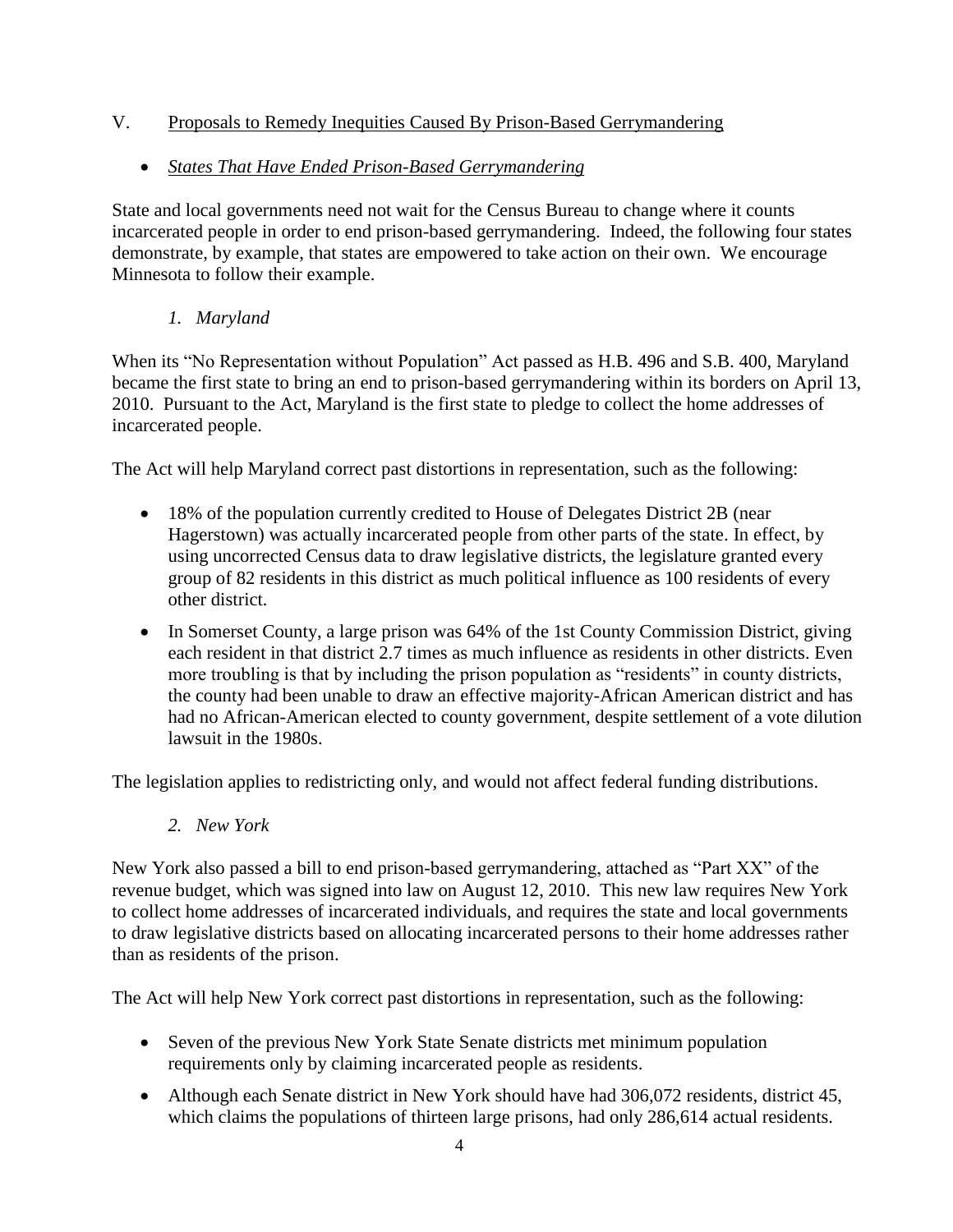## V. Proposals to Remedy Inequities Caused By Prison-Based Gerrymandering

- ***States That Have Ended Prison-Based Gerrymandering***

State and local governments need not wait for the Census Bureau to change where it counts incarcerated people in order to end prison-based gerrymandering. Indeed, the following four states demonstrate, by example, that states are empowered to take action on their own. We encourage Minnesota to follow their example.

### *1. Maryland*

When its "No Representation without Population" Act passed as H.B. 496 and S.B. 400, Maryland became the first state to bring an end to prison-based gerrymandering within its borders on April 13, 2010. Pursuant to the Act, Maryland is the first state to pledge to collect the home addresses of incarcerated people.

The Act will help Maryland correct past distortions in representation, such as the following:

- 18% of the population currently credited to House of Delegates District 2B (near Hagerstown) was actually incarcerated people from other parts of the state. In effect, by using uncorrected Census data to draw legislative districts, the legislature granted every group of 82 residents in this district as much political influence as 100 residents of every other district.
- In Somerset County, a large prison was 64% of the 1st County Commission District, giving each resident in that district 2.7 times as much influence as residents in other districts. Even more troubling is that by including the prison population as "residents" in county districts, the county had been unable to draw an effective majority-African American district and has had no African-American elected to county government, despite settlement of a vote dilution lawsuit in the 1980s.

The legislation applies to redistricting only, and would not affect federal funding distributions.

### *2. New York*

New York also passed a bill to end prison-based gerrymandering, attached as "Part XX" of the revenue budget, which was signed into law on August 12, 2010. This new law requires New York to collect home addresses of incarcerated individuals, and requires the state and local governments to draw legislative districts based on allocating incarcerated persons to their home addresses rather than as residents of the prison.

The Act will help New York correct past distortions in representation, such as the following:

- Seven of the previous New York State Senate districts met minimum population requirements only by claiming incarcerated people as residents.
- Although each Senate district in New York should have had 306,072 residents, district 45, which claims the populations of thirteen large prisons, had only 286,614 actual residents.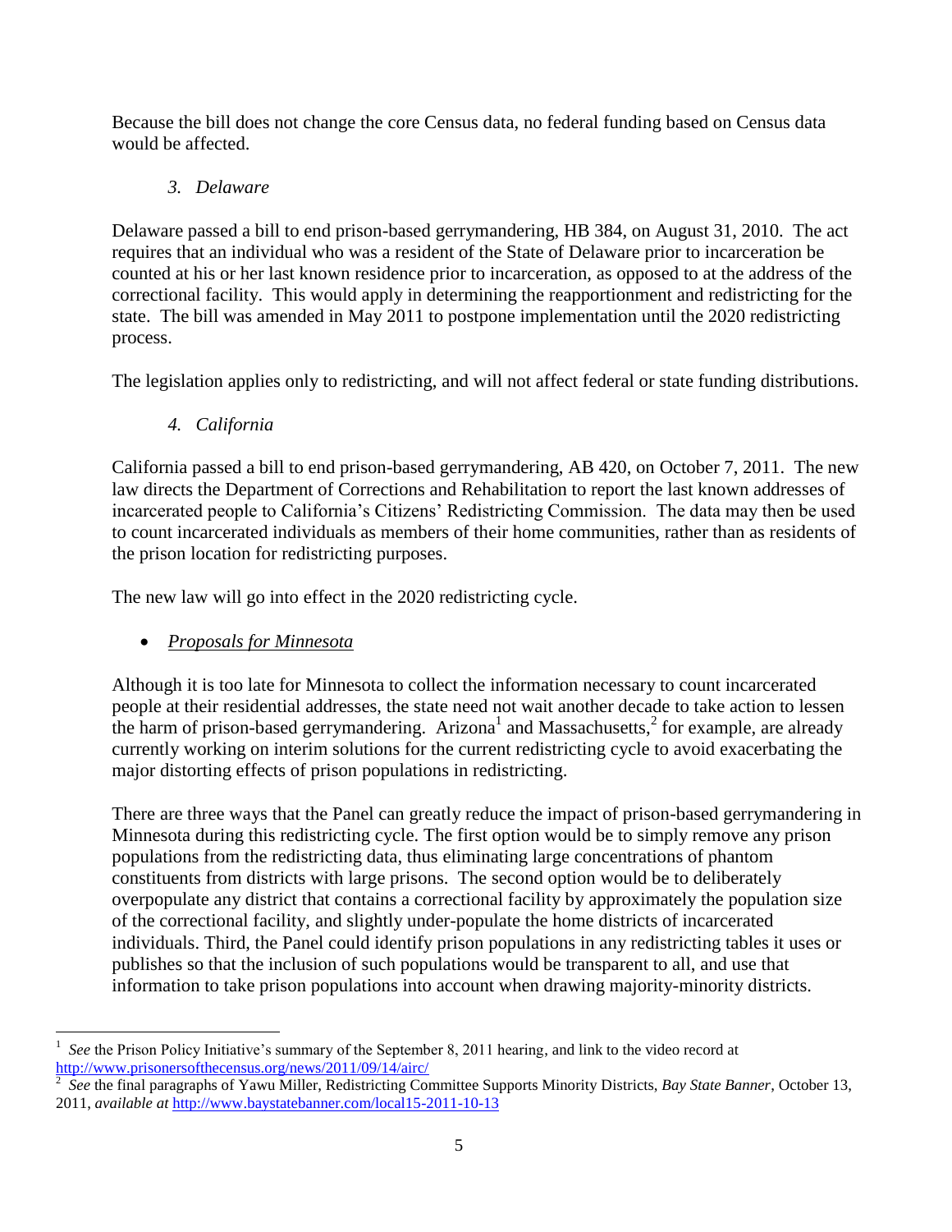Because the bill does not change the core Census data, no federal funding based on Census data would be affected.

### *3. Delaware*

Delaware passed a bill to end prison-based gerrymandering, HB 384, on August 31, 2010. The act requires that an individual who was a resident of the State of Delaware prior to incarceration be counted at his or her last known residence prior to incarceration, as opposed to at the address of the correctional facility. This would apply in determining the reapportionment and redistricting for the state. The bill was amended in May 2011 to postpone implementation until the 2020 redistricting process.

The legislation applies only to redistricting, and will not affect federal or state funding distributions.

### *4. California*

California passed a bill to end prison-based gerrymandering, AB 420, on October 7, 2011. The new law directs the Department of Corrections and Rehabilitation to report the last known addresses of incarcerated people to California's Citizens' Redistricting Commission. The data may then be used to count incarcerated individuals as members of their home communities, rather than as residents of the prison location for redistricting purposes.

The new law will go into effect in the 2020 redistricting cycle.

- *Proposals for Minnesota*

Although it is too late for Minnesota to collect the information necessary to count incarcerated people at their residential addresses, the state need not wait another decade to take action to lessen the harm of prison-based gerrymandering. Arizona[1] and Massachusetts,[2] for example, are already currently working on interim solutions for the current redistricting cycle to avoid exacerbating the major distorting effects of prison populations in redistricting.

There are three ways that the Panel can greatly reduce the impact of prison-based gerrymandering in Minnesota during this redistricting cycle. The first option would be to simply remove any prison populations from the redistricting data, thus eliminating large concentrations of phantom constituents from districts with large prisons. The second option would be to deliberately overpopulate any district that contains a correctional facility by approximately the population size of the correctional facility, and slightly under-populate the home districts of incarcerated individuals. Third, the Panel could identify prison populations in any redistricting tables it uses or publishes so that the inclusion of such populations would be transparent to all, and use that information to take prison populations into account when drawing majority-minority districts.

---

[1] *See* the Prison Policy Initiative's summary of the September 8, 2011 hearing, and link to the video record at http://www.prisonersofthecensus.org/news/2011/09/14/airc/

[2] *See* the final paragraphs of Yawu Miller, Redistricting Committee Supports Minority Districts, *Bay State Banner*, October 13, 2011, *available at* http://www.baystatebanner.com/local15-2011-10-13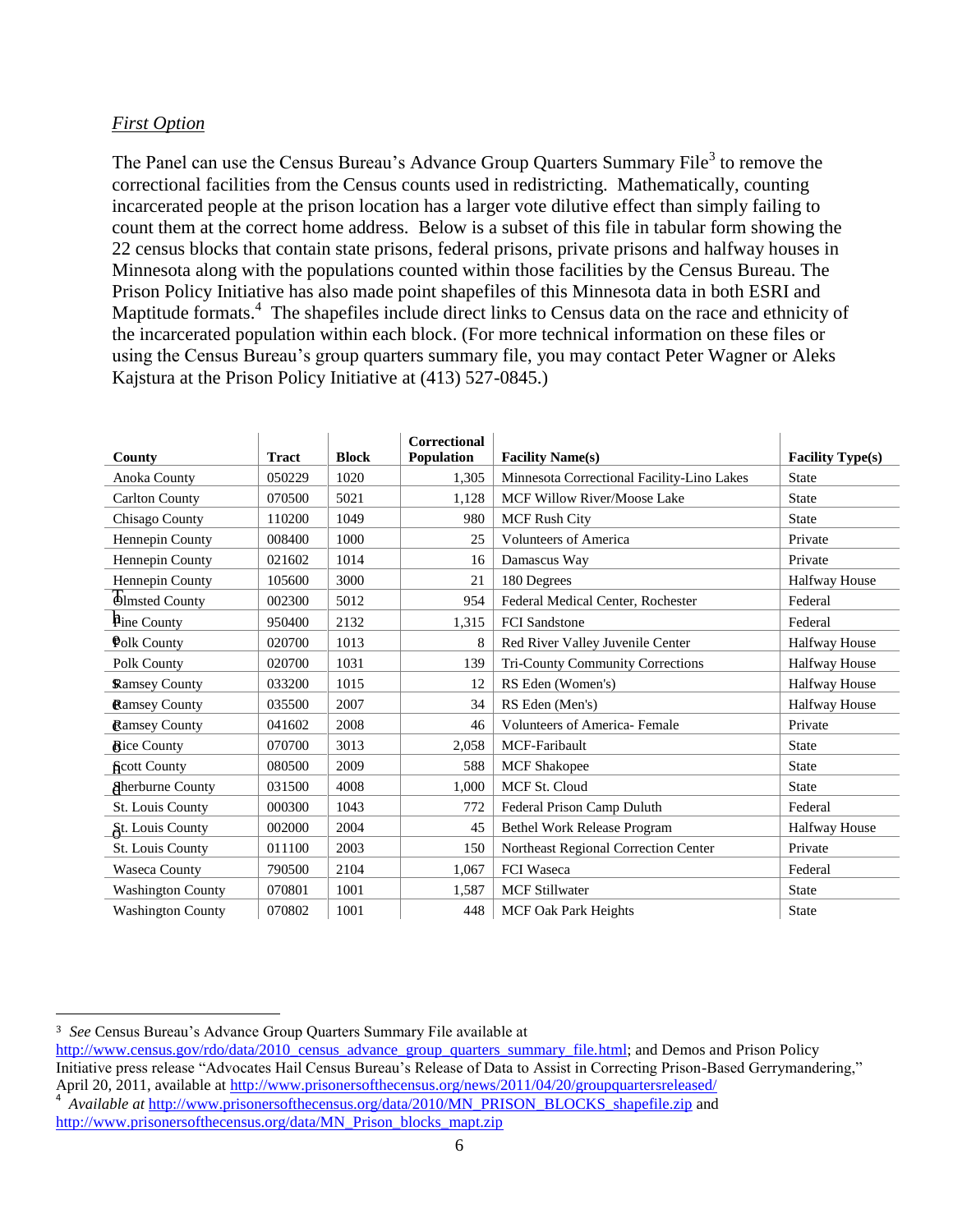*First Option*

The Panel can use the Census Bureau's Advance Group Quarters Summary File[3] to remove the correctional facilities from the Census counts used in redistricting. Mathematically, counting incarcerated people at the prison location has a larger vote dilutive effect than simply failing to count them at the correct home address. Below is a subset of this file in tabular form showing the 22 census blocks that contain state prisons, federal prisons, private prisons and halfway houses in Minnesota along with the populations counted within those facilities by the Census Bureau. The Prison Policy Initiative has also made point shapefiles of this Minnesota data in both ESRI and Maptitude formats.[4] The shapefiles include direct links to Census data on the race and ethnicity of the incarcerated population within each block. (For more technical information on these files or using the Census Bureau's group quarters summary file, you may contact Peter Wagner or Aleks Kajstura at the Prison Policy Initiative at (413) 527-0845.)

| County | Tract | Block | Correctional Population | Facility Name(s) | Facility Type(s) |
|---|---|---|---|---|---|
| Anoka County | 050229 | 1020 | 1,305 | Minnesota Correctional Facility-Lino Lakes | State |
| Carlton County | 070500 | 5021 | 1,128 | MCF Willow River/Moose Lake | State |
| Chisago County | 110200 | 1049 | 980 | MCF Rush City | State |
| Hennepin County | 008400 | 1000 | 25 | Volunteers of America | Private |
| Hennepin County | 021602 | 1014 | 16 | Damascus Way | Private |
| Hennepin County | 105600 | 3000 | 21 | 180 Degrees | Halfway House |
| Olmsted County | 002300 | 5012 | 954 | Federal Medical Center, Rochester | Federal |
| Pine County | 950400 | 2132 | 1,315 | FCI Sandstone | Federal |
| Polk County | 020700 | 1013 | 8 | Red River Valley Juvenile Center | Halfway House |
| Polk County | 020700 | 1031 | 139 | Tri-County Community Corrections | Halfway House |
| Ramsey County | 033200 | 1015 | 12 | RS Eden (Women's) | Halfway House |
| Ramsey County | 035500 | 2007 | 34 | RS Eden (Men's) | Halfway House |
| Ramsey County | 041602 | 2008 | 46 | Volunteers of America- Female | Private |
| Rice County | 070700 | 3013 | 2,058 | MCF-Faribault | State |
| Scott County | 080500 | 2009 | 588 | MCF Shakopee | State |
| Sherburne County | 031500 | 4008 | 1,000 | MCF St. Cloud | State |
| St. Louis County | 000300 | 1043 | 772 | Federal Prison Camp Duluth | Federal |
| St. Louis County | 002000 | 2004 | 45 | Bethel Work Release Program | Halfway House |
| St. Louis County | 011100 | 2003 | 150 | Northeast Regional Correction Center | Private |
| Waseca County | 790500 | 2104 | 1,067 | FCI Waseca | Federal |
| Washington County | 070801 | 1001 | 1,587 | MCF Stillwater | State |
| Washington County | 070802 | 1001 | 448 | MCF Oak Park Heights | State |

[3] *See* Census Bureau's Advance Group Quarters Summary File available at http://www.census.gov/rdo/data/2010_census_advance_group_quarters_summary_file.html; and Demos and Prison Policy Initiative press release "Advocates Hail Census Bureau's Release of Data to Assist in Correcting Prison-Based Gerrymandering," April 20, 2011, available at http://www.prisonersofthecensus.org/news/2011/04/20/groupquartersreleased/

[4] *Available at* http://www.prisonersofthecensus.org/data/2010/MN_PRISON_BLOCKS_shapefile.zip and http://www.prisonersofthecensus.org/data/MN_Prison_blocks_mapt.zip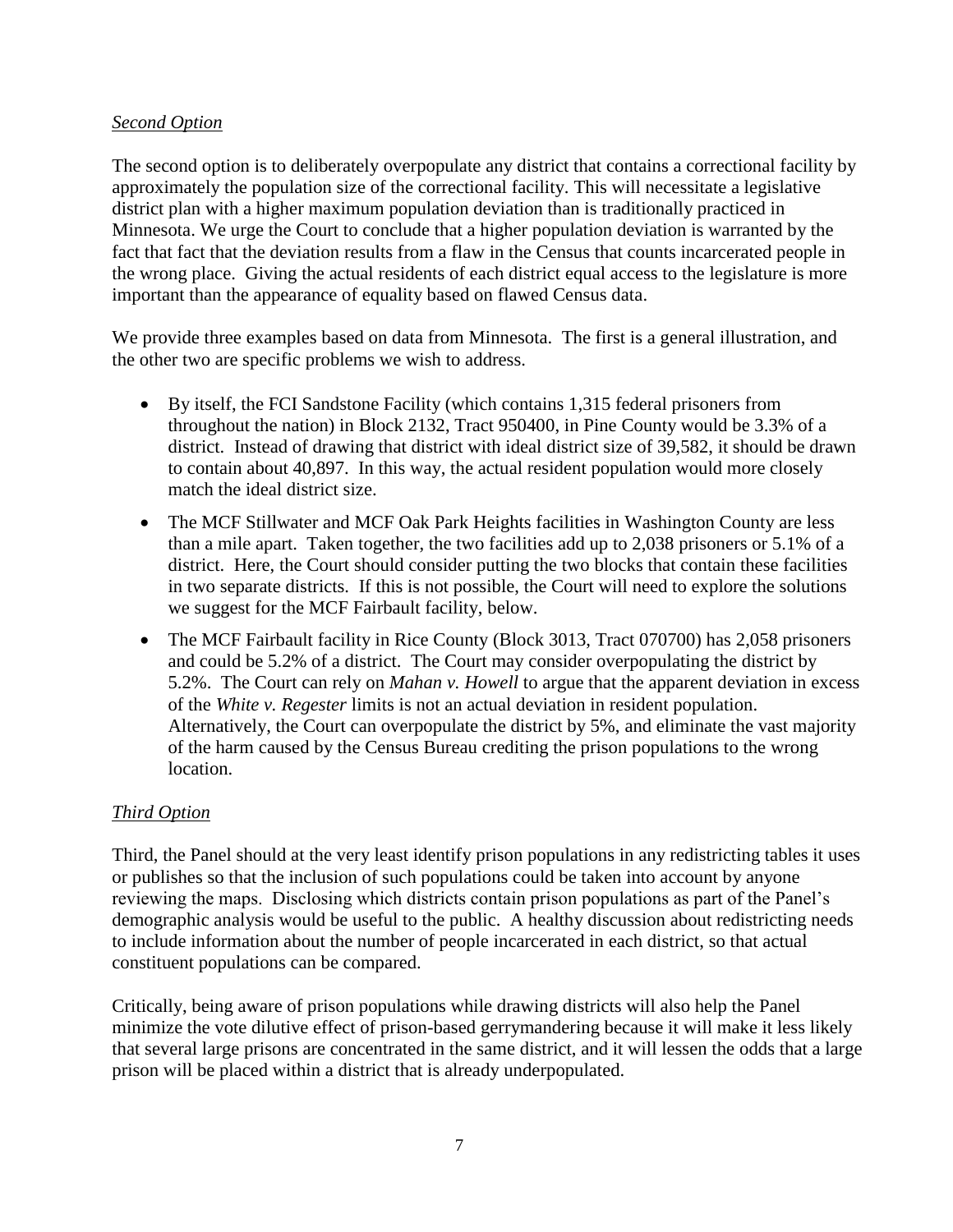*Second Option*

The second option is to deliberately overpopulate any district that contains a correctional facility by approximately the population size of the correctional facility. This will necessitate a legislative district plan with a higher maximum population deviation than is traditionally practiced in Minnesota. We urge the Court to conclude that a higher population deviation is warranted by the fact that fact that the deviation results from a flaw in the Census that counts incarcerated people in the wrong place. Giving the actual residents of each district equal access to the legislature is more important than the appearance of equality based on flawed Census data.

We provide three examples based on data from Minnesota. The first is a general illustration, and the other two are specific problems we wish to address.

- By itself, the FCI Sandstone Facility (which contains 1,315 federal prisoners from throughout the nation) in Block 2132, Tract 950400, in Pine County would be 3.3% of a district. Instead of drawing that district with ideal district size of 39,582, it should be drawn to contain about 40,897. In this way, the actual resident population would more closely match the ideal district size.
- The MCF Stillwater and MCF Oak Park Heights facilities in Washington County are less than a mile apart. Taken together, the two facilities add up to 2,038 prisoners or 5.1% of a district. Here, the Court should consider putting the two blocks that contain these facilities in two separate districts. If this is not possible, the Court will need to explore the solutions we suggest for the MCF Fairbault facility, below.
- The MCF Fairbault facility in Rice County (Block 3013, Tract 070700) has 2,058 prisoners and could be 5.2% of a district. The Court may consider overpopulating the district by 5.2%. The Court can rely on *Mahan v. Howell* to argue that the apparent deviation in excess of the *White v. Regester* limits is not an actual deviation in resident population. Alternatively, the Court can overpopulate the district by 5%, and eliminate the vast majority of the harm caused by the Census Bureau crediting the prison populations to the wrong location.

*Third Option*

Third, the Panel should at the very least identify prison populations in any redistricting tables it uses or publishes so that the inclusion of such populations could be taken into account by anyone reviewing the maps. Disclosing which districts contain prison populations as part of the Panel's demographic analysis would be useful to the public. A healthy discussion about redistricting needs to include information about the number of people incarcerated in each district, so that actual constituent populations can be compared.

Critically, being aware of prison populations while drawing districts will also help the Panel minimize the vote dilutive effect of prison-based gerrymandering because it will make it less likely that several large prisons are concentrated in the same district, and it will lessen the odds that a large prison will be placed within a district that is already underpopulated.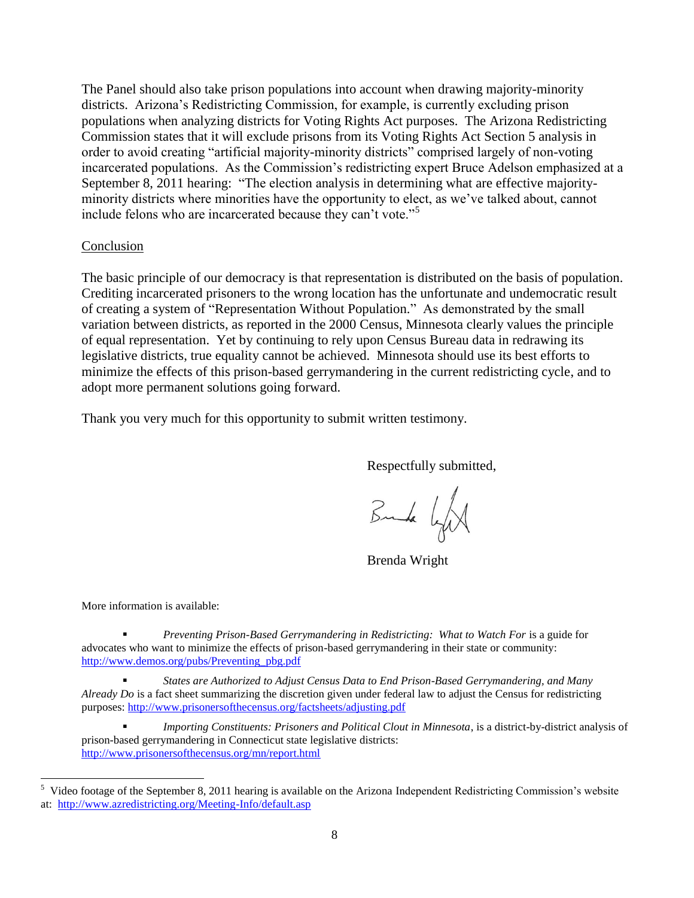The Panel should also take prison populations into account when drawing majority-minority districts. Arizona's Redistricting Commission, for example, is currently excluding prison populations when analyzing districts for Voting Rights Act purposes. The Arizona Redistricting Commission states that it will exclude prisons from its Voting Rights Act Section 5 analysis in order to avoid creating "artificial majority-minority districts" comprised largely of non-voting incarcerated populations. As the Commission's redistricting expert Bruce Adelson emphasized at a September 8, 2011 hearing: "The election analysis in determining what are effective majority-minority districts where minorities have the opportunity to elect, as we've talked about, cannot include felons who are incarcerated because they can't vote."[5]

## Conclusion

The basic principle of our democracy is that representation is distributed on the basis of population. Crediting incarcerated prisoners to the wrong location has the unfortunate and undemocratic result of creating a system of "Representation Without Population." As demonstrated by the small variation between districts, as reported in the 2000 Census, Minnesota clearly values the principle of equal representation. Yet by continuing to rely upon Census Bureau data in redrawing its legislative districts, true equality cannot be achieved. Minnesota should use its best efforts to minimize the effects of this prison-based gerrymandering in the current redistricting cycle, and to adopt more permanent solutions going forward.

Thank you very much for this opportunity to submit written testimony.

Respectfully submitted,

Brenda Wright

More information is available:

- *Preventing Prison-Based Gerrymandering in Redistricting: What to Watch For* is a guide for advocates who want to minimize the effects of prison-based gerrymandering in their state or community: http://www.demos.org/pubs/Preventing_pbg.pdf
- *States are Authorized to Adjust Census Data to End Prison-Based Gerrymandering, and Many Already Do* is a fact sheet summarizing the discretion given under federal law to adjust the Census for redistricting purposes: http://www.prisonersofthecensus.org/factsheets/adjusting.pdf
- *Importing Constituents: Prisoners and Political Clout in Minnesota*, is a district-by-district analysis of prison-based gerrymandering in Connecticut state legislative districts: http://www.prisonersofthecensus.org/mn/report.html

---

[5] Video footage of the September 8, 2011 hearing is available on the Arizona Independent Redistricting Commission's website at: http://www.azredistricting.org/Meeting-Info/default.asp